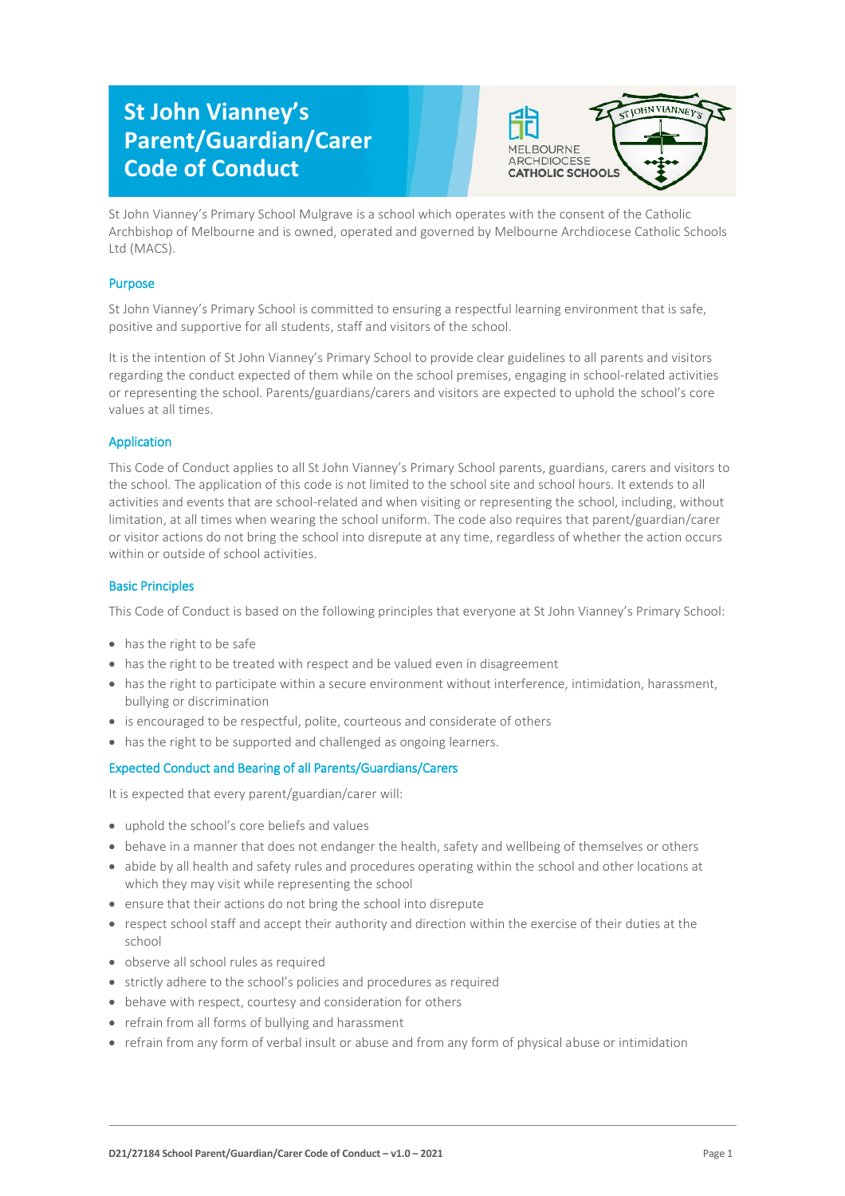# St John Vianney's Parent/Guardian/Carer Code of Conduct

St John Vianney's Primary School Mulgrave is a school which operates with the consent of the Catholic Archbishop of Melbourne and is owned, operated and governed by Melbourne Archdiocese Catholic Schools Ltd (MACS).

## Purpose

St John Vianney's Primary School is committed to ensuring a respectful learning environment that is safe, positive and supportive for all students, staff and visitors of the school.

It is the intention of St John Vianney's Primary School to provide clear guidelines to all parents and visitors regarding the conduct expected of them while on the school premises, engaging in school-related activities or representing the school. Parents/guardians/carers and visitors are expected to uphold the school's core values at all times.

## Application

This Code of Conduct applies to all St John Vianney's Primary School parents, guardians, carers and visitors to the school. The application of this code is not limited to the school site and school hours. It extends to all activities and events that are school-related and when visiting or representing the school, including, without limitation, at all times when wearing the school uniform. The code also requires that parent/guardian/carer or visitor actions do not bring the school into disrepute at any time, regardless of whether the action occurs within or outside of school activities.

## Basic Principles

This Code of Conduct is based on the following principles that everyone at St John Vianney's Primary School:

- has the right to be safe
- has the right to be treated with respect and be valued even in disagreement
- has the right to participate within a secure environment without interference, intimidation, harassment, bullying or discrimination
- is encouraged to be respectful, polite, courteous and considerate of others
- has the right to be supported and challenged as ongoing learners.

## Expected Conduct and Bearing of all Parents/Guardians/Carers

It is expected that every parent/guardian/carer will:

- uphold the school's core beliefs and values
- behave in a manner that does not endanger the health, safety and wellbeing of themselves or others
- abide by all health and safety rules and procedures operating within the school and other locations at which they may visit while representing the school
- ensure that their actions do not bring the school into disrepute
- respect school staff and accept their authority and direction within the exercise of their duties at the school
- observe all school rules as required
- strictly adhere to the school's policies and procedures as required
- behave with respect, courtesy and consideration for others
- refrain from all forms of bullying and harassment
- refrain from any form of verbal insult or abuse and from any form of physical abuse or intimidation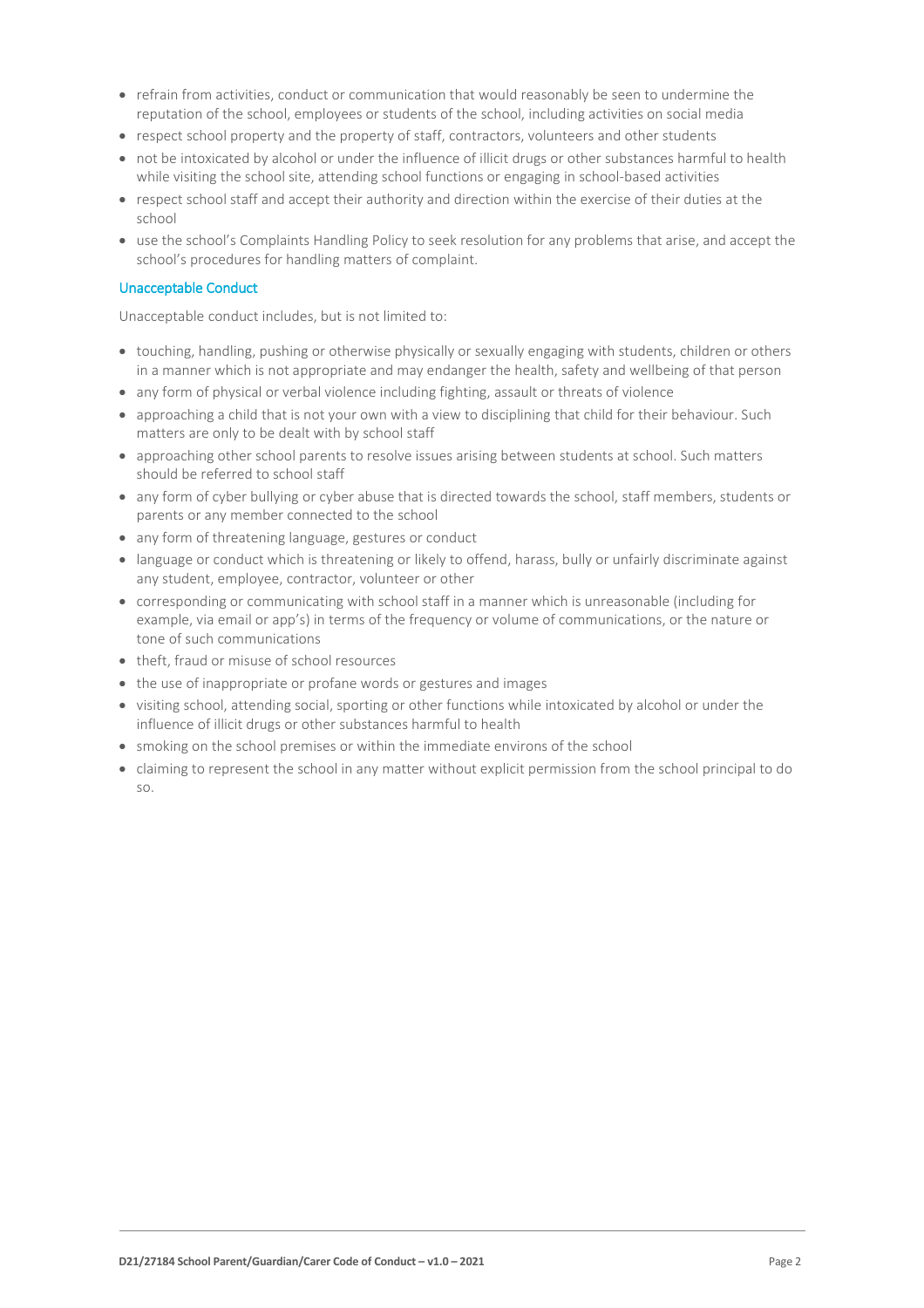- refrain from activities, conduct or communication that would reasonably be seen to undermine the reputation of the school, employees or students of the school, including activities on social media
- respect school property and the property of staff, contractors, volunteers and other students
- not be intoxicated by alcohol or under the influence of illicit drugs or other substances harmful to health while visiting the school site, attending school functions or engaging in school-based activities
- respect school staff and accept their authority and direction within the exercise of their duties at the school
- use the school's Complaints Handling Policy to seek resolution for any problems that arise, and accept the school's procedures for handling matters of complaint.

### Unacceptable Conduct

Unacceptable conduct includes, but is not limited to:

- touching, handling, pushing or otherwise physically or sexually engaging with students, children or others in a manner which is not appropriate and may endanger the health, safety and wellbeing of that person
- any form of physical or verbal violence including fighting, assault or threats of violence
- approaching a child that is not your own with a view to disciplining that child for their behaviour. Such matters are only to be dealt with by school staff
- approaching other school parents to resolve issues arising between students at school. Such matters should be referred to school staff
- any form of cyber bullying or cyber abuse that is directed towards the school, staff members, students or parents or any member connected to the school
- any form of threatening language, gestures or conduct
- language or conduct which is threatening or likely to offend, harass, bully or unfairly discriminate against any student, employee, contractor, volunteer or other
- corresponding or communicating with school staff in a manner which is unreasonable (including for example, via email or app's) in terms of the frequency or volume of communications, or the nature or tone of such communications
- theft, fraud or misuse of school resources
- the use of inappropriate or profane words or gestures and images
- visiting school, attending social, sporting or other functions while intoxicated by alcohol or under the influence of illicit drugs or other substances harmful to health
- smoking on the school premises or within the immediate environs of the school
- claiming to represent the school in any matter without explicit permission from the school principal to do so.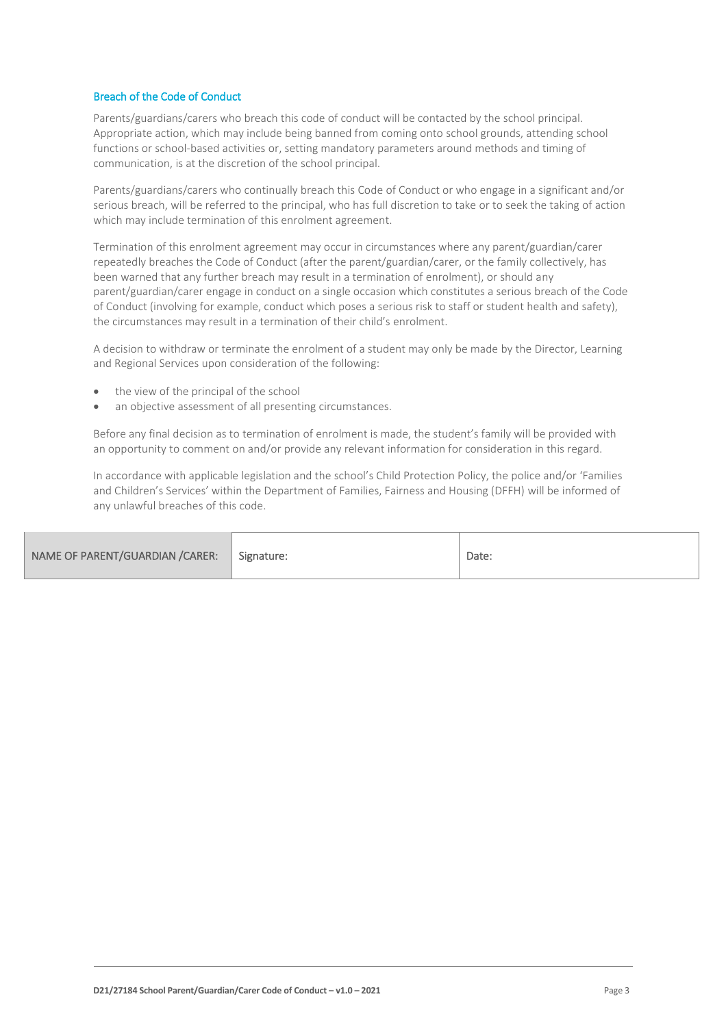### Breach of the Code of Conduct

Parents/guardians/carers who breach this code of conduct will be contacted by the school principal. Appropriate action, which may include being banned from coming onto school grounds, attending school functions or school-based activities or, setting mandatory parameters around methods and timing of communication, is at the discretion of the school principal.

Parents/guardians/carers who continually breach this Code of Conduct or who engage in a significant and/or serious breach, will be referred to the principal, who has full discretion to take or to seek the taking of action which may include termination of this enrolment agreement.

Termination of this enrolment agreement may occur in circumstances where any parent/guardian/carer repeatedly breaches the Code of Conduct (after the parent/guardian/carer, or the family collectively, has been warned that any further breach may result in a termination of enrolment), or should any parent/guardian/carer engage in conduct on a single occasion which constitutes a serious breach of the Code of Conduct (involving for example, conduct which poses a serious risk to staff or student health and safety), the circumstances may result in a termination of their child's enrolment.

A decision to withdraw or terminate the enrolment of a student may only be made by the Director, Learning and Regional Services upon consideration of the following:

- the view of the principal of the school
- an objective assessment of all presenting circumstances.

Before any final decision as to termination of enrolment is made, the student's family will be provided with an opportunity to comment on and/or provide any relevant information for consideration in this regard.

In accordance with applicable legislation and the school's Child Protection Policy, the police and/or 'Families and Children's Services' within the Department of Families, Fairness and Housing (DFFH) will be informed of any unlawful breaches of this code.

| | | |
|---|---|---|
| NAME OF PARENT/GUARDIAN /CARER: | Signature: | Date: |